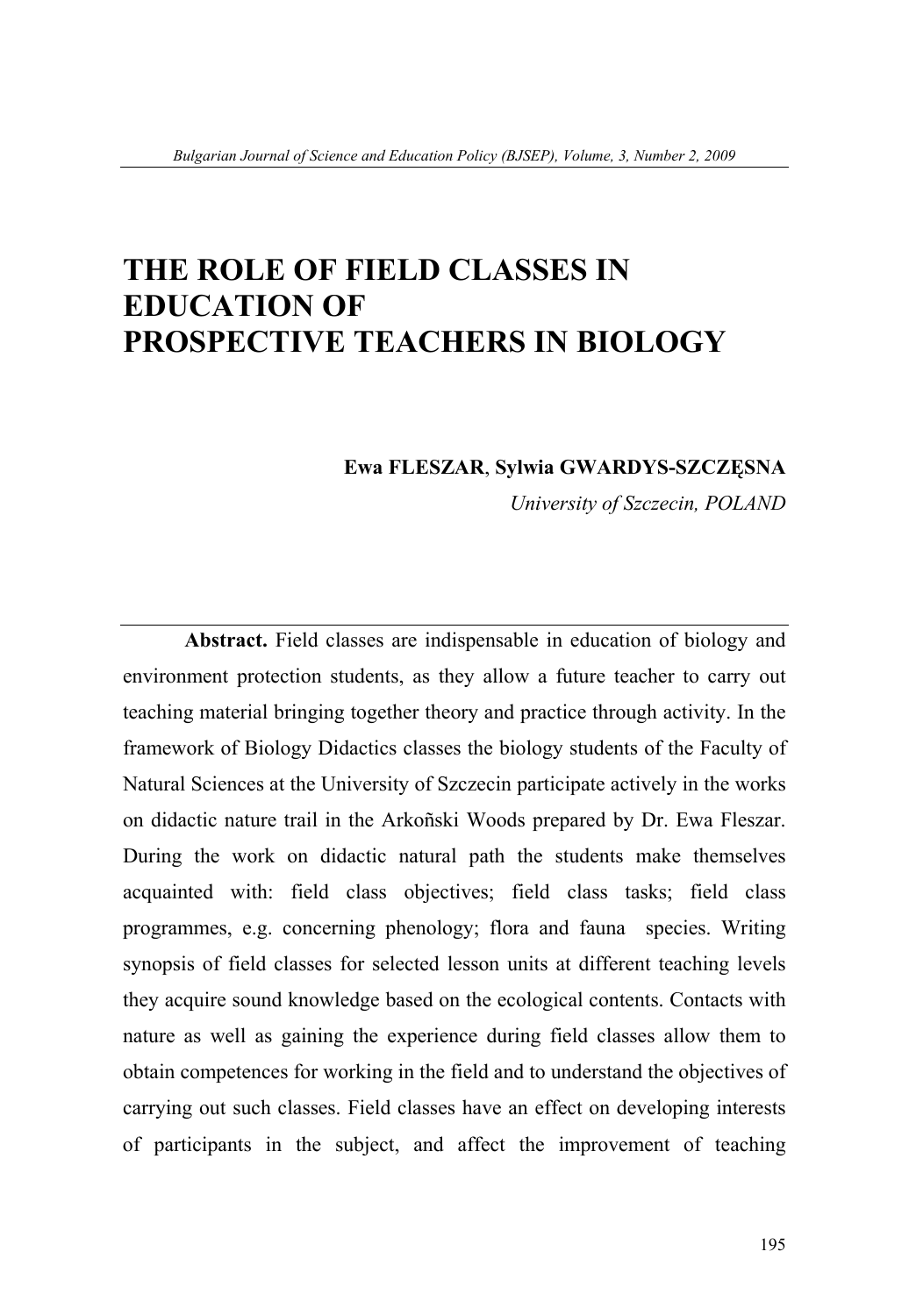# THE ROLE OF FIELD CLASSES IN EDUCATION OF PROSPECTIVE TEACHERS IN BIOLOGY

**Ewa FLESZAR**, **Sylwia GWARDYS-SZCZĘSNA**

*University of Szczecin, POLAND*

**Abstract.** Field classes are indispensable in education of biology and environment protection students, as they allow a future teacher to carry out teaching material bringing together theory and practice through activity. In the framework of Biology Didactics classes the biology students of the Faculty of Natural Sciences at the University of Szczecin participate actively in the works on didactic nature trail in the Arkoñski Woods prepared by Dr. Ewa Fleszar. During the work on didactic natural path the students make themselves acquainted with: field class objectives; field class tasks; field class programmes, e.g. concerning phenology; flora and fauna species. Writing synopsis of field classes for selected lesson units at different teaching levels they acquire sound knowledge based on the ecological contents. Contacts with nature as well as gaining the experience during field classes allow them to obtain competences for working in the field and to understand the objectives of carrying out such classes. Field classes have an effect on developing interests of participants in the subject, and affect the improvement of teaching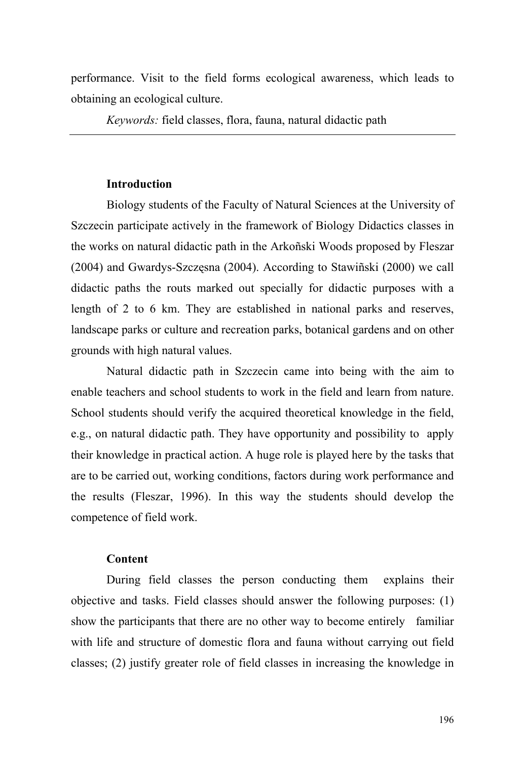performance. Visit to the field forms ecological awareness, which leads to obtaining an ecological culture.

*Keywords:* field classes, flora, fauna, natural didactic path

---

## Introduction

Biology students of the Faculty of Natural Sciences at the University of Szczecin participate actively in the framework of Biology Didactics classes in the works on natural didactic path in the Arkoñski Woods proposed by Fleszar (2004) and Gwardys-Szczęsna (2004). According to Stawiñski (2000) we call didactic paths the routs marked out specially for didactic purposes with a length of 2 to 6 km. They are established in national parks and reserves, landscape parks or culture and recreation parks, botanical gardens and on other grounds with high natural values.

Natural didactic path in Szczecin came into being with the aim to enable teachers and school students to work in the field and learn from nature. School students should verify the acquired theoretical knowledge in the field, e.g., on natural didactic path. They have opportunity and possibility to apply their knowledge in practical action. A huge role is played here by the tasks that are to be carried out, working conditions, factors during work performance and the results (Fleszar, 1996). In this way the students should develop the competence of field work.

## Content

During field classes the person conducting them explains their objective and tasks. Field classes should answer the following purposes: (1) show the participants that there are no other way to become entirely familiar with life and structure of domestic flora and fauna without carrying out field classes; (2) justify greater role of field classes in increasing the knowledge in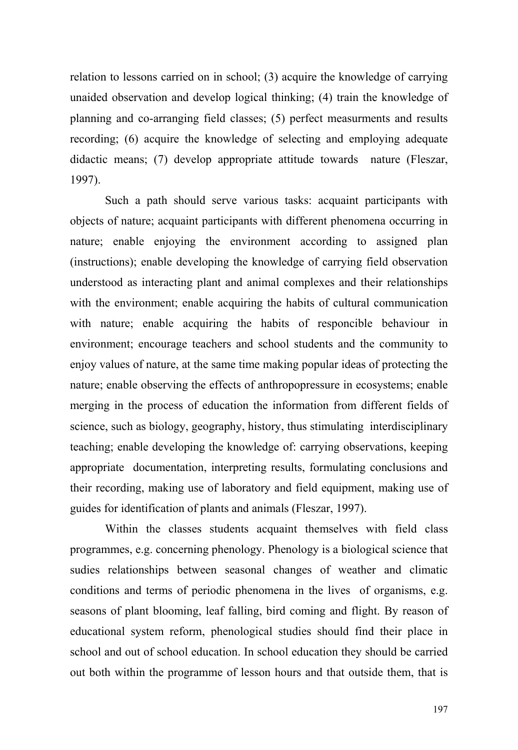relation to lessons carried on in school; (3) acquire the knowledge of carrying unaided observation and develop logical thinking; (4) train the knowledge of planning and co-arranging field classes; (5) perfect measurments and results recording; (6) acquire the knowledge of selecting and employing adequate didactic means; (7) develop appropriate attitude towards nature (Fleszar, 1997).

Such a path should serve various tasks: acquaint participants with objects of nature; acquaint participants with different phenomena occurring in nature; enable enjoying the environment according to assigned plan (instructions); enable developing the knowledge of carrying field observation understood as interacting plant and animal complexes and their relationships with the environment; enable acquiring the habits of cultural communication with nature; enable acquiring the habits of responcible behaviour in environment; encourage teachers and school students and the community to enjoy values of nature, at the same time making popular ideas of protecting the nature; enable observing the effects of anthropopressure in ecosystems; enable merging in the process of education the information from different fields of science, such as biology, geography, history, thus stimulating interdisciplinary teaching; enable developing the knowledge of: carrying observations, keeping appropriate documentation, interpreting results, formulating conclusions and their recording, making use of laboratory and field equipment, making use of guides for identification of plants and animals (Fleszar, 1997).

Within the classes students acquaint themselves with field class programmes, e.g. concerning phenology. Phenology is a biological science that sudies relationships between seasonal changes of weather and climatic conditions and terms of periodic phenomena in the lives of organisms, e.g. seasons of plant blooming, leaf falling, bird coming and flight. By reason of educational system reform, phenological studies should find their place in school and out of school education. In school education they should be carried out both within the programme of lesson hours and that outside them, that is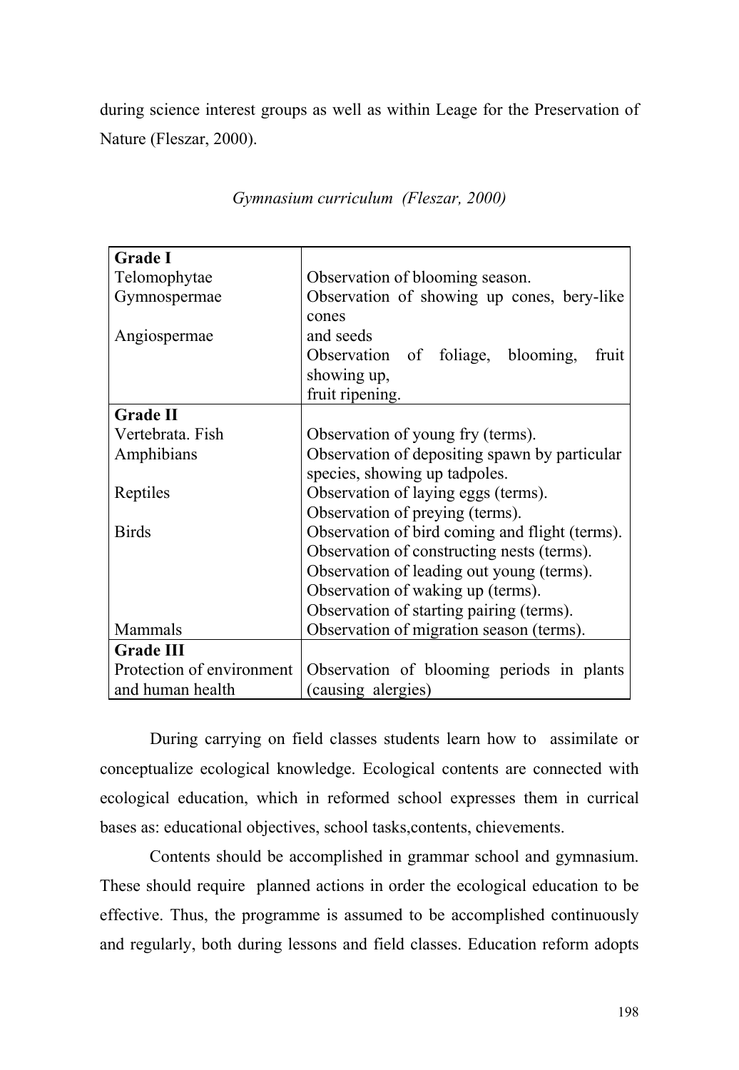during science interest groups as well as within Leage for the Preservation of Nature (Fleszar, 2000).

*Gymnasium curriculum (Fleszar, 2000)*

| | |
|---|---|
| **Grade I** | |
| Telomophytae | Observation of blooming season. |
| Gymnospermae | Observation of showing up cones, bery-like cones and seeds |
| Angiospermae | Observation of foliage, blooming, fruit showing up, fruit ripening. |
| **Grade II** | |
| Vertebrata. Fish | Observation of young fry (terms). |
| Amphibians | Observation of depositing spawn by particular species, showing up tadpoles. |
| Reptiles | Observation of laying eggs (terms). Observation of preying (terms). |
| Birds | Observation of bird coming and flight (terms). Observation of constructing nests (terms). Observation of leading out young (terms). Observation of waking up (terms). Observation of starting pairing (terms). |
| Mammals | Observation of migration season (terms). |
| **Grade III** | |
| Protection of environment and human health | Observation of blooming periods in plants (causing alergies) |

During carrying on field classes students learn how to assimilate or conceptualize ecological knowledge. Ecological contents are connected with ecological education, which in reformed school expresses them in currical bases as: educational objectives, school tasks,contents, chievements.

Contents should be accomplished in grammar school and gymnasium. These should require planned actions in order the ecological education to be effective. Thus, the programme is assumed to be accomplished continuously and regularly, both during lessons and field classes. Education reform adopts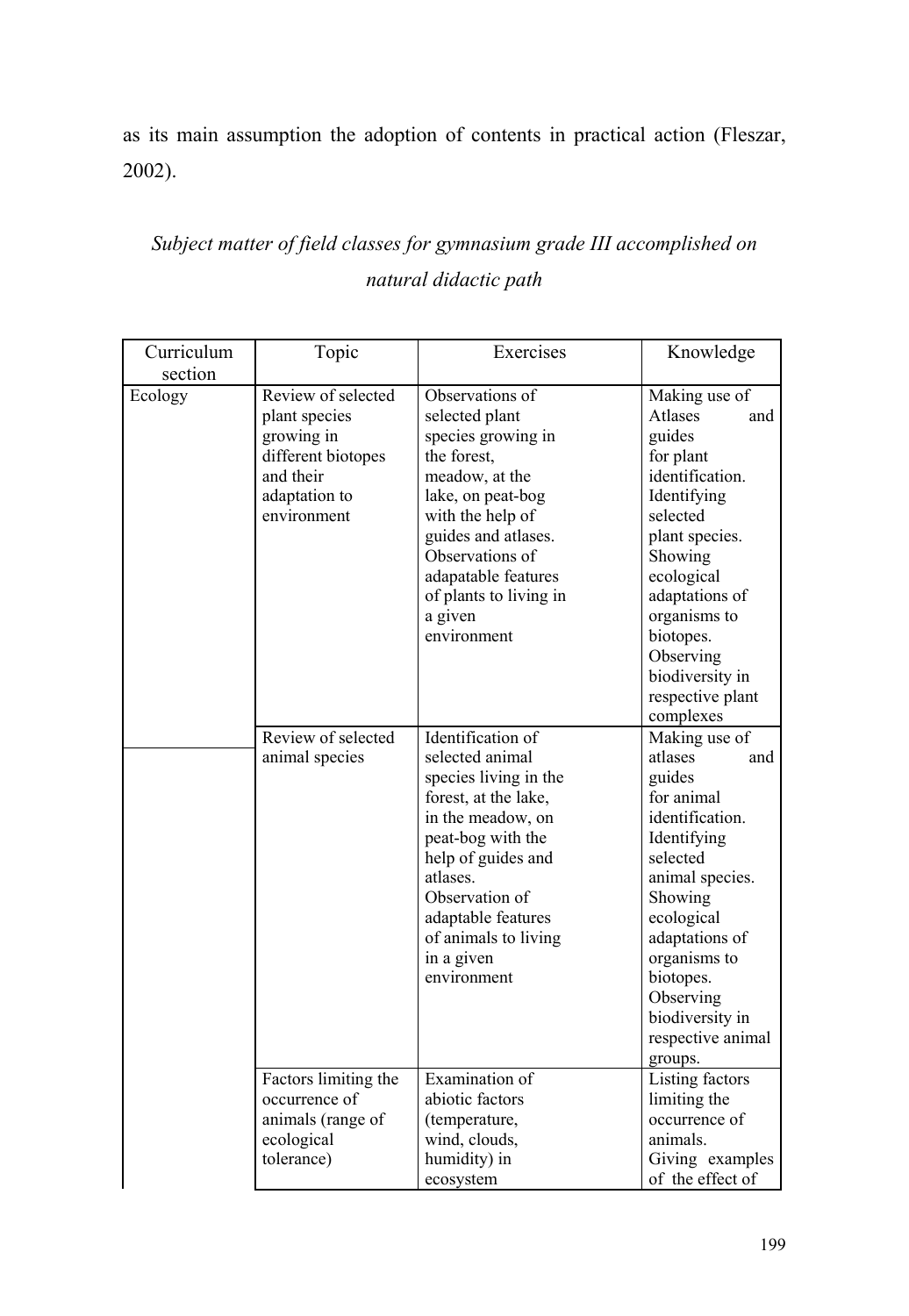as its main assumption the adoption of contents in practical action (Fleszar, 2002).

*Subject matter of field classes for gymnasium grade III accomplished on natural didactic path*

| Curriculum section | Topic | Exercises | Knowledge |
|---|---|---|---|
| Ecology | Review of selected plant species growing in different biotopes and their adaptation to environment | Observations of selected plant species growing in the forest, meadow, at the lake, on peat-bog with the help of guides and atlases. Observations of adapatable features of plants to living in a given environment | Making use of Atlases and guides for plant identification. Identifying selected plant species. Showing ecological adaptations of organisms to biotopes. Observing biodiversity in respective plant complexes |
| | Review of selected animal species | Identification of selected animal species living in the forest, at the lake, in the meadow, on peat-bog with the help of guides and atlases. Observation of adaptable features of animals to living in a given environment | Making use of atlases and guides for animal identification. Identifying selected animal species. Showing ecological adaptations of organisms to biotopes. Observing biodiversity in respective animal groups. |
| | Factors limiting the occurrence of animals (range of ecological tolerance) | Examination of abiotic factors (temperature, wind, clouds, humidity) in ecosystem | Listing factors limiting the occurrence of animals. Giving examples of the effect of |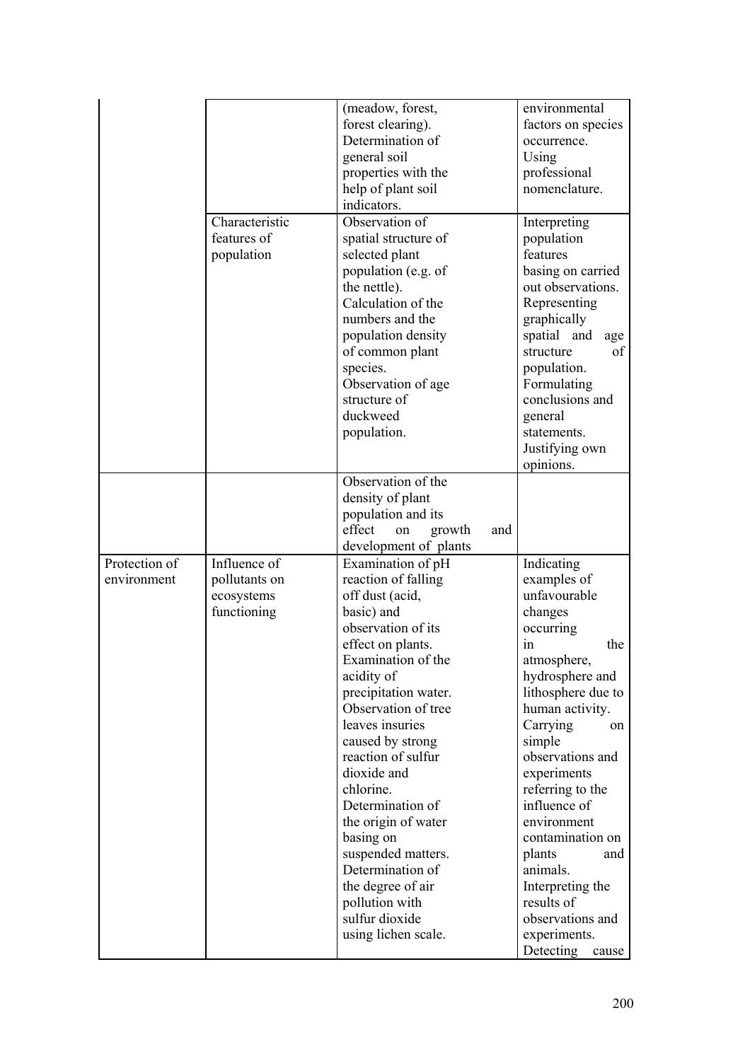| | | | |
|---|---|---|---|
| | | (meadow, forest, forest clearing). Determination of general soil properties with the help of plant soil indicators. | environmental factors on species occurrence. Using professional nomenclature. |
| | Characteristic features of population | Observation of spatial structure of selected plant population (e.g. of the nettle). Calculation of the numbers and the population density of common plant species. Observation of age structure of duckweed population. | Interpreting population features basing on carried out observations. Representing graphically spatial and age structure of population. Formulating conclusions and general statements. Justifying own opinions. |
| | | Observation of the density of plant population and its effect on growth and development of plants | |
| Protection of environment | Influence of pollutants on ecosystems functioning | Examination of pH reaction of falling off dust (acid, basic) and observation of its effect on plants. Examination of the acidity of precipitation water. Observation of tree leaves insuries caused by strong reaction of sulfur dioxide and chlorine. Determination of the origin of water basing on suspended matters. Determination of the degree of air pollution with sulfur dioxide using lichen scale. | Indicating examples of unfavourable changes occurring in the atmosphere, hydrosphere and lithosphere due to human activity. Carrying on simple observations and experiments referring to the influence of environment contamination on plants and animals. Interpreting the results of observations and experiments. Detecting cause |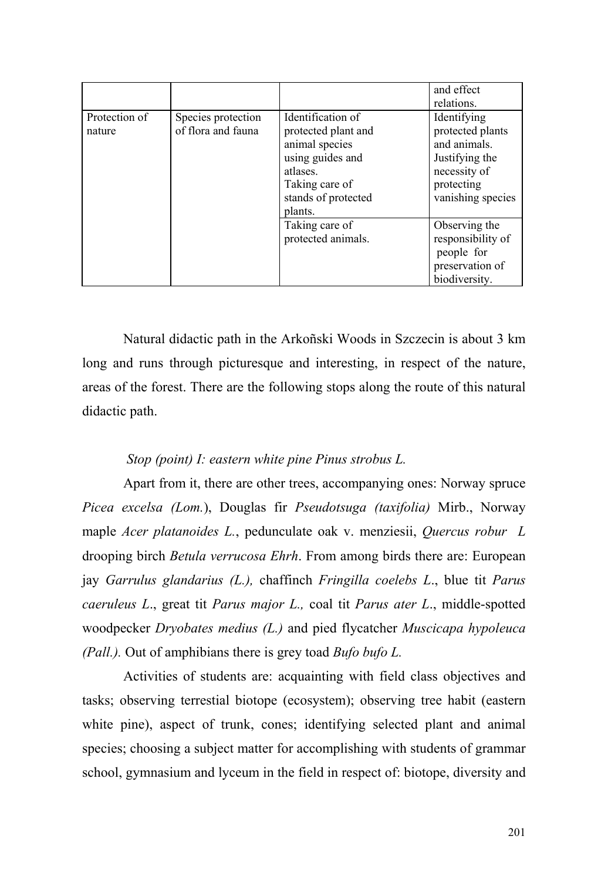| | | | and effect relations. |
|---|---|---|---|
| Protection of nature | Species protection of flora and fauna | Identification of protected plant and animal species using guides and atlases. Taking care of stands of protected plants. | Identifying protected plants and animals. Justifying the necessity of protecting vanishing species |
| | | Taking care of protected animals. | Observing the responsibility of people for preservation of biodiversity. |

Natural didactic path in the Arkoñski Woods in Szczecin is about 3 km long and runs through picturesque and interesting, in respect of the nature, areas of the forest. There are the following stops along the route of this natural didactic path.

*Stop (point) I: eastern white pine Pinus strobus L.*

Apart from it, there are other trees, accompanying ones: Norway spruce *Picea excelsa (Lom.*), Douglas fir *Pseudotsuga (taxifolia)* Mirb., Norway maple *Acer platanoides L.*, pedunculate oak v. menziesii, *Quercus robur L* drooping birch *Betula verrucosa Ehrh*. From among birds there are: European jay *Garrulus glandarius (L.),* chaffinch *Fringilla coelebs L*., blue tit *Parus caeruleus L*., great tit *Parus major L.,* coal tit *Parus ater L*., middle-spotted woodpecker *Dryobates medius (L.)* and pied flycatcher *Muscicapa hypoleuca (Pall.).* Out of amphibians there is grey toad *Bufo bufo L.*

Activities of students are: acquainting with field class objectives and tasks; observing terrestial biotope (ecosystem); observing tree habit (eastern white pine), aspect of trunk, cones; identifying selected plant and animal species; choosing a subject matter for accomplishing with students of grammar school, gymnasium and lyceum in the field in respect of: biotope, diversity and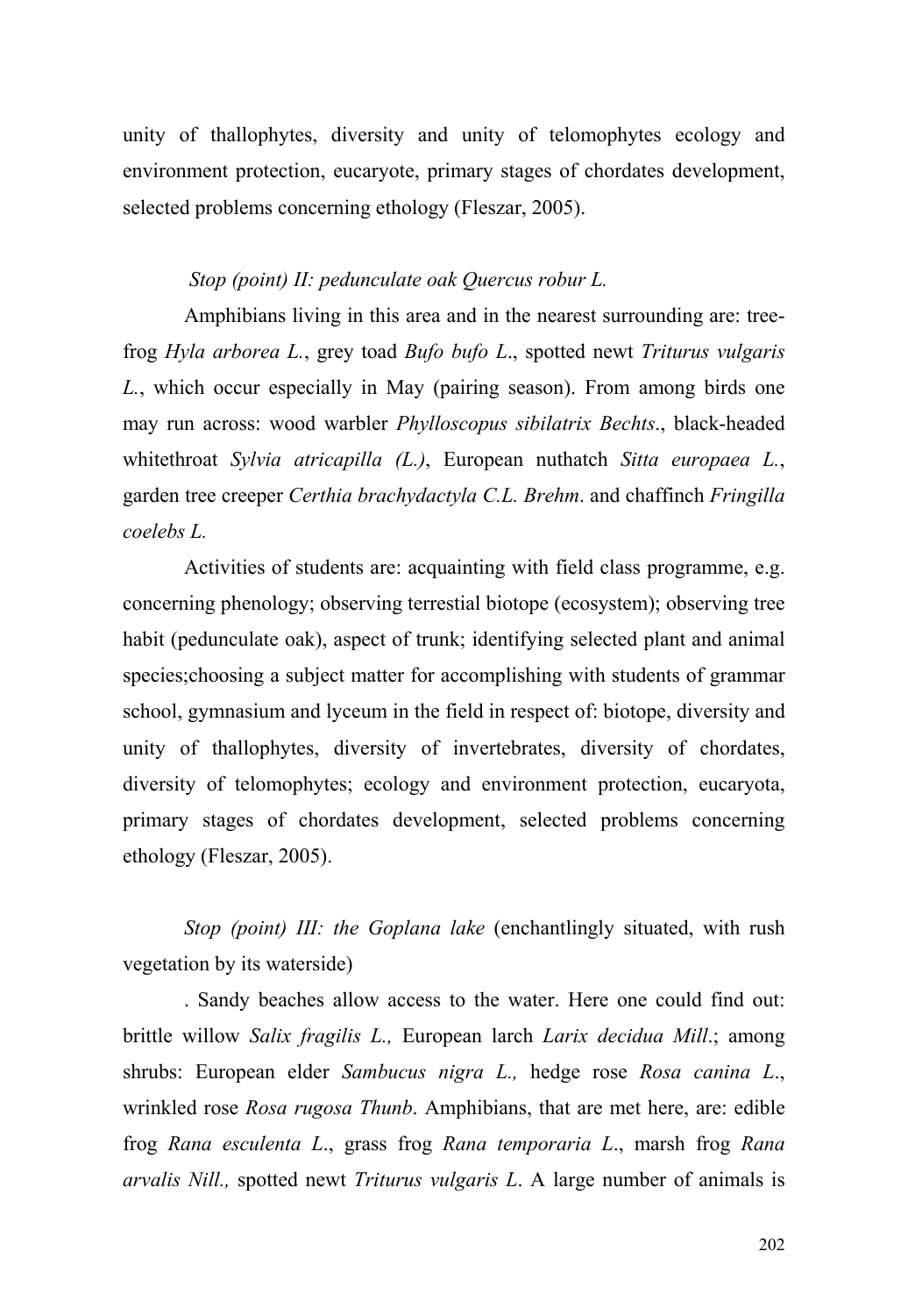unity of thallophytes, diversity and unity of telomophytes ecology and environment protection, eucaryote, primary stages of chordates development, selected problems concerning ethology (Fleszar, 2005).

*Stop (point) II: pedunculate oak Quercus robur L.*

Amphibians living in this area and in the nearest surrounding are: tree-frog *Hyla arborea L.*, grey toad *Bufo bufo L*., spotted newt *Triturus vulgaris L.*, which occur especially in May (pairing season). From among birds one may run across: wood warbler *Phylloscopus sibilatrix Bechts*., black-headed whitethroat *Sylvia atricapilla (L.)*, European nuthatch *Sitta europaea L.*, garden tree creeper *Certhia brachydactyla C.L. Brehm*. and chaffinch *Fringilla coelebs L.*

Activities of students are: acquainting with field class programme, e.g. concerning phenology; observing terrestial biotope (ecosystem); observing tree habit (pedunculate oak), aspect of trunk; identifying selected plant and animal species;choosing a subject matter for accomplishing with students of grammar school, gymnasium and lyceum in the field in respect of: biotope, diversity and unity of thallophytes, diversity of invertebrates, diversity of chordates, diversity of telomophytes; ecology and environment protection, eucaryota, primary stages of chordates development, selected problems concerning ethology (Fleszar, 2005).

*Stop (point) III: the Goplana lake* (enchantlingly situated, with rush vegetation by its waterside)

. Sandy beaches allow access to the water. Here one could find out: brittle willow *Salix fragilis L.,* European larch *Larix decidua Mill*.; among shrubs: European elder *Sambucus nigra L.,* hedge rose *Rosa canina L*., wrinkled rose *Rosa rugosa Thunb*. Amphibians, that are met here, are: edible frog *Rana esculenta L*., grass frog *Rana temporaria L*., marsh frog *Rana arvalis Nill.,* spotted newt *Triturus vulgaris L*. A large number of animals is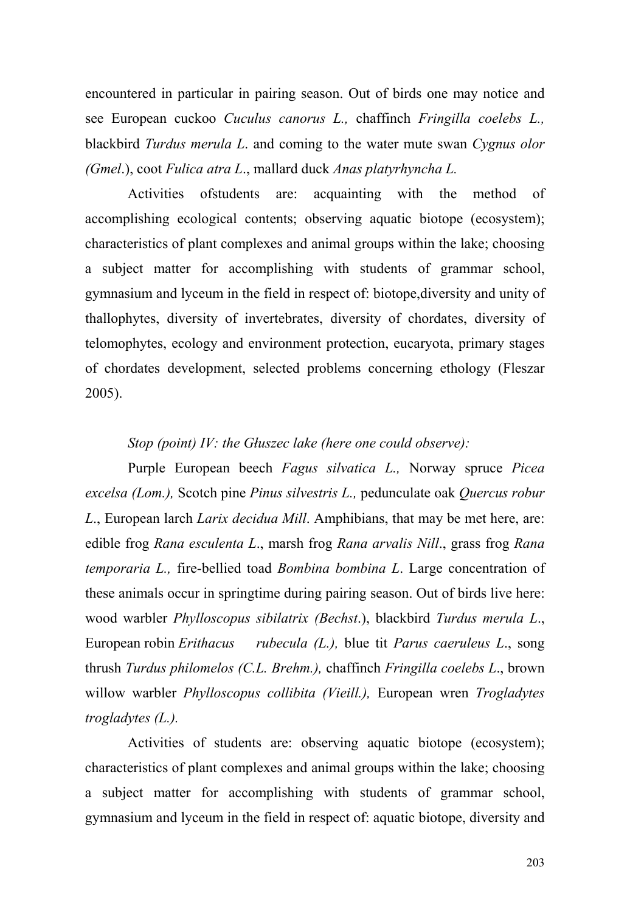encountered in particular in pairing season. Out of birds one may notice and see European cuckoo *Cuculus canorus L.,* chaffinch *Fringilla coelebs L.,* blackbird *Turdus merula L*. and coming to the water mute swan *Cygnus olor (Gmel*.), coot *Fulica atra L*., mallard duck *Anas platyrhyncha L.*

Activities ofstudents are: acquainting with the method of accomplishing ecological contents; observing aquatic biotope (ecosystem); characteristics of plant complexes and animal groups within the lake; choosing a subject matter for accomplishing with students of grammar school, gymnasium and lyceum in the field in respect of: biotope,diversity and unity of thallophytes, diversity of invertebrates, diversity of chordates, diversity of telomophytes, ecology and environment protection, eucaryota, primary stages of chordates development, selected problems concerning ethology (Fleszar 2005).

*Stop (point) IV: the Głuszec lake (here one could observe):*

Purple European beech *Fagus silvatica L.,* Norway spruce *Picea excelsa (Lom.),* Scotch pine *Pinus silvestris L.,* pedunculate oak *Quercus robur L*., European larch *Larix decidua Mill*. Amphibians, that may be met here, are: edible frog *Rana esculenta L*., marsh frog *Rana arvalis Nill*., grass frog *Rana temporaria L.,* fire-bellied toad *Bombina bombina L*. Large concentration of these animals occur in springtime during pairing season. Out of birds live here: wood warbler *Phylloscopus sibilatrix (Bechst*.), blackbird *Turdus merula L*., European robin *Erithacus rubecula (L.),* blue tit *Parus caeruleus L*., song thrush *Turdus philomelos (C.L. Brehm.),* chaffinch *Fringilla coelebs L*., brown willow warbler *Phylloscopus collibita (Vieill.),* European wren *Trogladytes trogladytes (L.).*

Activities of students are: observing aquatic biotope (ecosystem); characteristics of plant complexes and animal groups within the lake; choosing a subject matter for accomplishing with students of grammar school, gymnasium and lyceum in the field in respect of: aquatic biotope, diversity and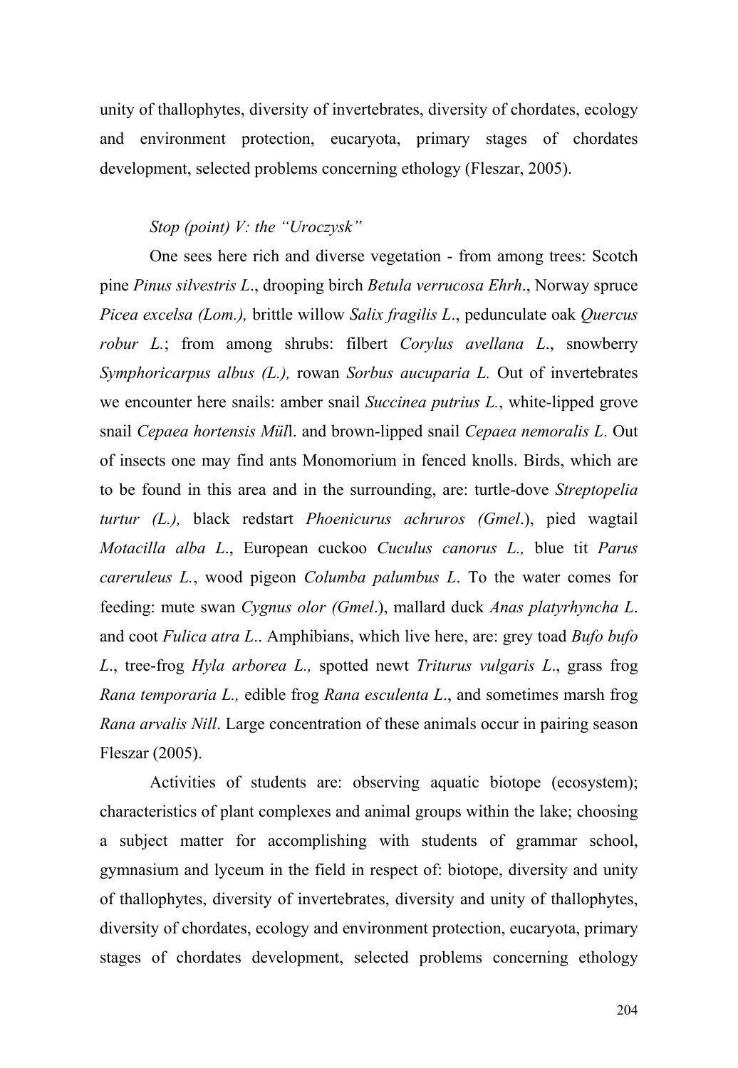unity of thallophytes, diversity of invertebrates, diversity of chordates, ecology and environment protection, eucaryota, primary stages of chordates development, selected problems concerning ethology (Fleszar, 2005).

*Stop (point) V: the "Uroczysk"*

One sees here rich and diverse vegetation - from among trees: Scotch pine *Pinus silvestris L*., drooping birch *Betula verrucosa Ehrh*., Norway spruce *Picea excelsa (Lom.),* brittle willow *Salix fragilis L*., pedunculate oak *Quercus robur L.*; from among shrubs: filbert *Corylus avellana L*., snowberry *Symphoricarpus albus (L.),* rowan *Sorbus aucuparia L.* Out of invertebrates we encounter here snails: amber snail *Succinea putrius L.*, white-lipped grove snail *Cepaea hortensis Mül*l. and brown-lipped snail *Cepaea nemoralis L*. Out of insects one may find ants Monomorium in fenced knolls. Birds, which are to be found in this area and in the surrounding, are: turtle-dove *Streptopelia turtur (L.),* black redstart *Phoenicurus achruros (Gmel*.), pied wagtail *Motacilla alba L*., European cuckoo *Cuculus canorus L.,* blue tit *Parus careruleus L.*, wood pigeon *Columba palumbus L*. To the water comes for feeding: mute swan *Cygnus olor (Gmel*.), mallard duck *Anas platyrhyncha L*. and coot *Fulica atra L*.. Amphibians, which live here, are: grey toad *Bufo bufo L*., tree-frog *Hyla arborea L.,* spotted newt *Triturus vulgaris L*., grass frog *Rana temporaria L.,* edible frog *Rana esculenta L*., and sometimes marsh frog *Rana arvalis Nill*. Large concentration of these animals occur in pairing season Fleszar (2005).

Activities of students are: observing aquatic biotope (ecosystem); characteristics of plant complexes and animal groups within the lake; choosing a subject matter for accomplishing with students of grammar school, gymnasium and lyceum in the field in respect of: biotope, diversity and unity of thallophytes, diversity of invertebrates, diversity and unity of thallophytes, diversity of chordates, ecology and environment protection, eucaryota, primary stages of chordates development, selected problems concerning ethology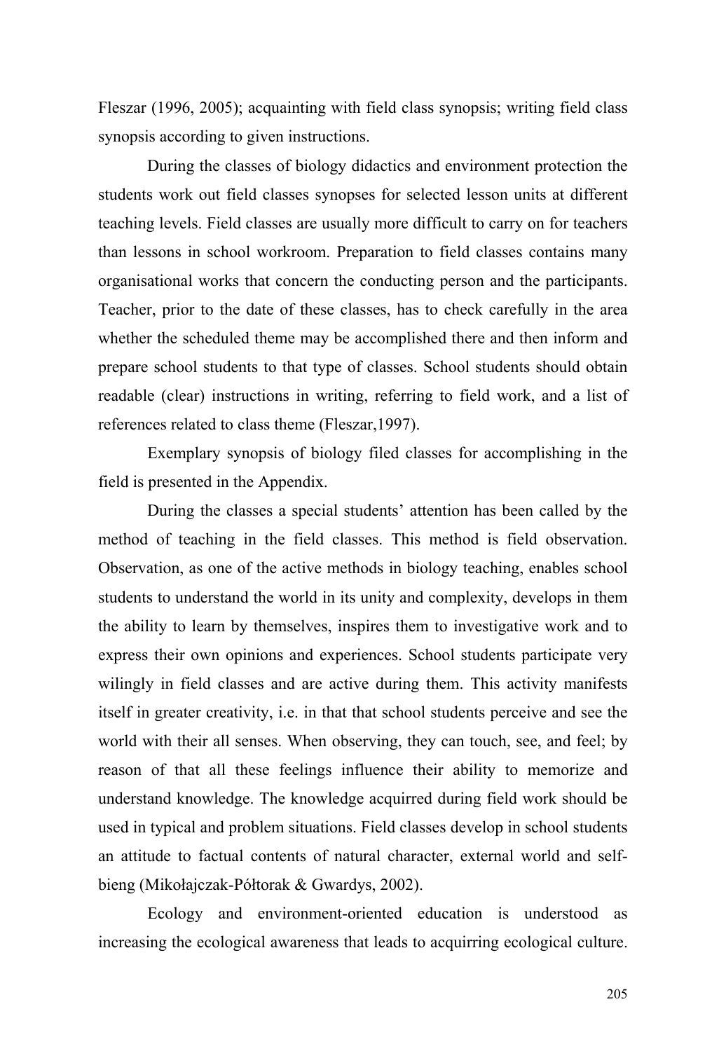Fleszar (1996, 2005); acquainting with field class synopsis; writing field class synopsis according to given instructions.

During the classes of biology didactics and environment protection the students work out field classes synopses for selected lesson units at different teaching levels. Field classes are usually more difficult to carry on for teachers than lessons in school workroom. Preparation to field classes contains many organisational works that concern the conducting person and the participants. Teacher, prior to the date of these classes, has to check carefully in the area whether the scheduled theme may be accomplished there and then inform and prepare school students to that type of classes. School students should obtain readable (clear) instructions in writing, referring to field work, and a list of references related to class theme (Fleszar,1997).

Exemplary synopsis of biology filed classes for accomplishing in the field is presented in the Appendix.

During the classes a special students' attention has been called by the method of teaching in the field classes. This method is field observation. Observation, as one of the active methods in biology teaching, enables school students to understand the world in its unity and complexity, develops in them the ability to learn by themselves, inspires them to investigative work and to express their own opinions and experiences. School students participate very wilingly in field classes and are active during them. This activity manifests itself in greater creativity, i.e. in that that school students perceive and see the world with their all senses. When observing, they can touch, see, and feel; by reason of that all these feelings influence their ability to memorize and understand knowledge. The knowledge acquirred during field work should be used in typical and problem situations. Field classes develop in school students an attitude to factual contents of natural character, external world and self-bieng (Mikołajczak-Półtorak & Gwardys, 2002).

Ecology and environment-oriented education is understood as increasing the ecological awareness that leads to acquirring ecological culture.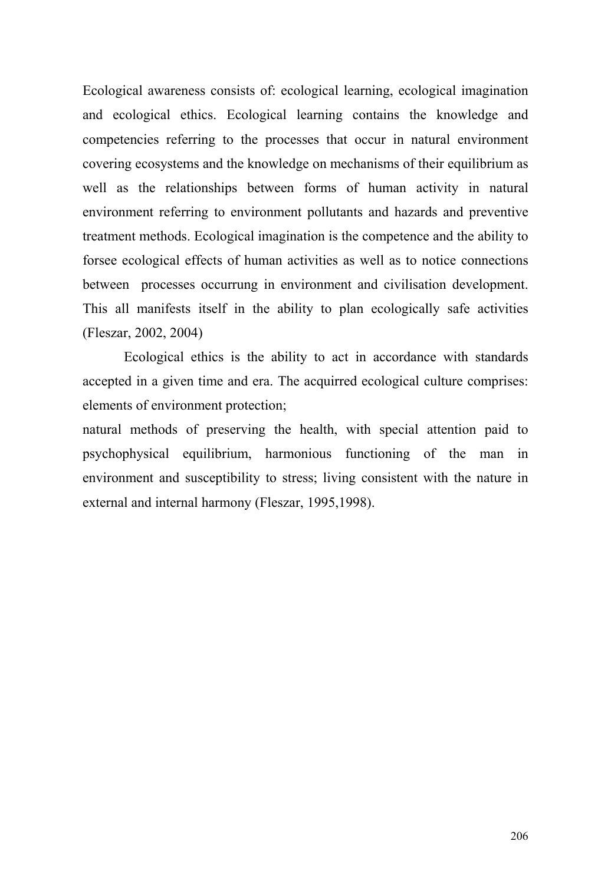Ecological awareness consists of: ecological learning, ecological imagination and ecological ethics. Ecological learning contains the knowledge and competencies referring to the processes that occur in natural environment covering ecosystems and the knowledge on mechanisms of their equilibrium as well as the relationships between forms of human activity in natural environment referring to environment pollutants and hazards and preventive treatment methods. Ecological imagination is the competence and the ability to forsee ecological effects of human activities as well as to notice connections between processes occurrung in environment and civilisation development. This all manifests itself in the ability to plan ecologically safe activities (Fleszar, 2002, 2004)

Ecological ethics is the ability to act in accordance with standards accepted in a given time and era. The acquirred ecological culture comprises: elements of environment protection;

natural methods of preserving the health, with special attention paid to psychophysical equilibrium, harmonious functioning of the man in environment and susceptibility to stress; living consistent with the nature in external and internal harmony (Fleszar, 1995,1998).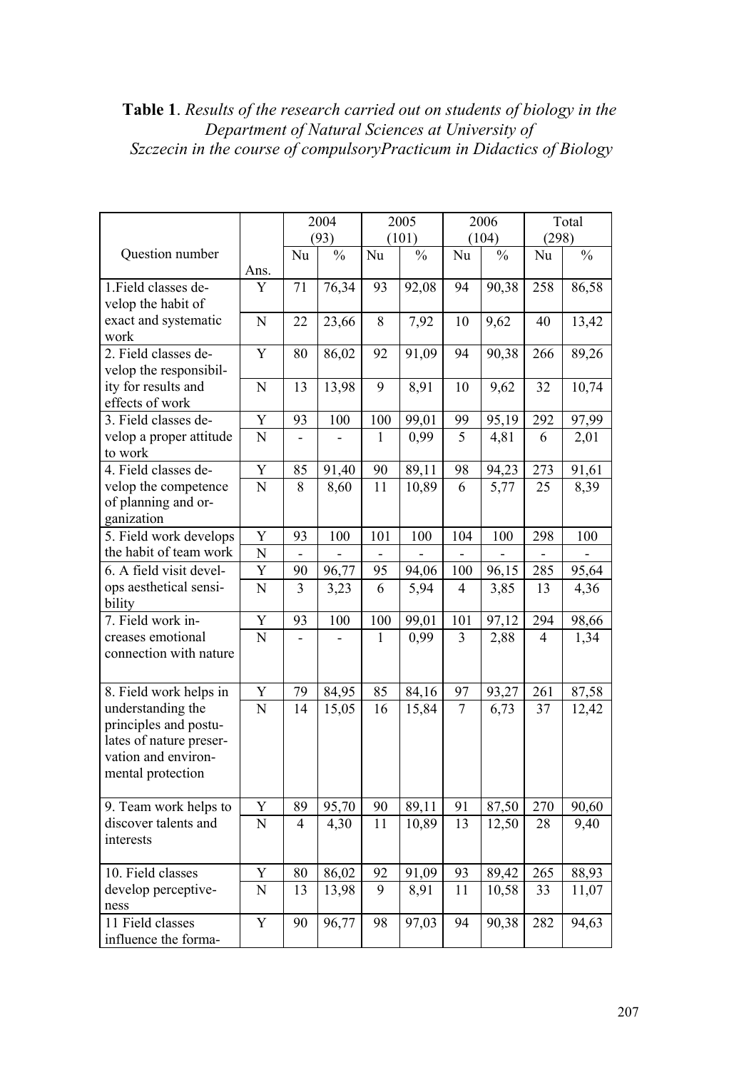**Table 1**. *Results of the research carried out on students of biology in the Department of Natural Sciences at University of Szczecin in the course of compulsoryPracticum in Didactics of Biology*

| Question number | Ans. | 2004 (93) | | 2005 (101) | | 2006 (104) | | Total (298) | |
|---|---|---|---|---|---|---|---|---|---|
| | | Nu | % | Nu | % | Nu | % | Nu | % |
| 1.Field classes develop the habit of exact and systematic work | Y | 71 | 76,34 | 93 | 92,08 | 94 | 90,38 | 258 | 86,58 |
| | N | 22 | 23,66 | 8 | 7,92 | 10 | 9,62 | 40 | 13,42 |
| 2. Field classes develop the responsibility for results and effects of work | Y | 80 | 86,02 | 92 | 91,09 | 94 | 90,38 | 266 | 89,26 |
| | N | 13 | 13,98 | 9 | 8,91 | 10 | 9,62 | 32 | 10,74 |
| 3. Field classes develop a proper attitude to work | Y | 93 | 100 | 100 | 99,01 | 99 | 95,19 | 292 | 97,99 |
| | N | - | - | 1 | 0,99 | 5 | 4,81 | 6 | 2,01 |
| 4. Field classes develop the competence of planning and organization | Y | 85 | 91,40 | 90 | 89,11 | 98 | 94,23 | 273 | 91,61 |
| | N | 8 | 8,60 | 11 | 10,89 | 6 | 5,77 | 25 | 8,39 |
| 5. Field work develops the habit of team work | Y | 93 | 100 | 101 | 100 | 104 | 100 | 298 | 100 |
| | N | - | - | - | - | - | - | - | - |
| 6. A field visit develops aesthetical sensibility | Y | 90 | 96,77 | 95 | 94,06 | 100 | 96,15 | 285 | 95,64 |
| | N | 3 | 3,23 | 6 | 5,94 | 4 | 3,85 | 13 | 4,36 |
| 7. Field work increases emotional connection with nature | Y | 93 | 100 | 100 | 99,01 | 101 | 97,12 | 294 | 98,66 |
| | N | - | - | 1 | 0,99 | 3 | 2,88 | 4 | 1,34 |
| 8. Field work helps in understanding the principles and postulates of nature preservation and environmental protection | Y | 79 | 84,95 | 85 | 84,16 | 97 | 93,27 | 261 | 87,58 |
| | N | 14 | 15,05 | 16 | 15,84 | 7 | 6,73 | 37 | 12,42 |
| 9. Team work helps to discover talents and interests | Y | 89 | 95,70 | 90 | 89,11 | 91 | 87,50 | 270 | 90,60 |
| | N | 4 | 4,30 | 11 | 10,89 | 13 | 12,50 | 28 | 9,40 |
| 10. Field classes develop perceptiveness | Y | 80 | 86,02 | 92 | 91,09 | 93 | 89,42 | 265 | 88,93 |
| | N | 13 | 13,98 | 9 | 8,91 | 11 | 10,58 | 33 | 11,07 |
| 11 Field classes influence the forma- | Y | 90 | 96,77 | 98 | 97,03 | 94 | 90,38 | 282 | 94,63 |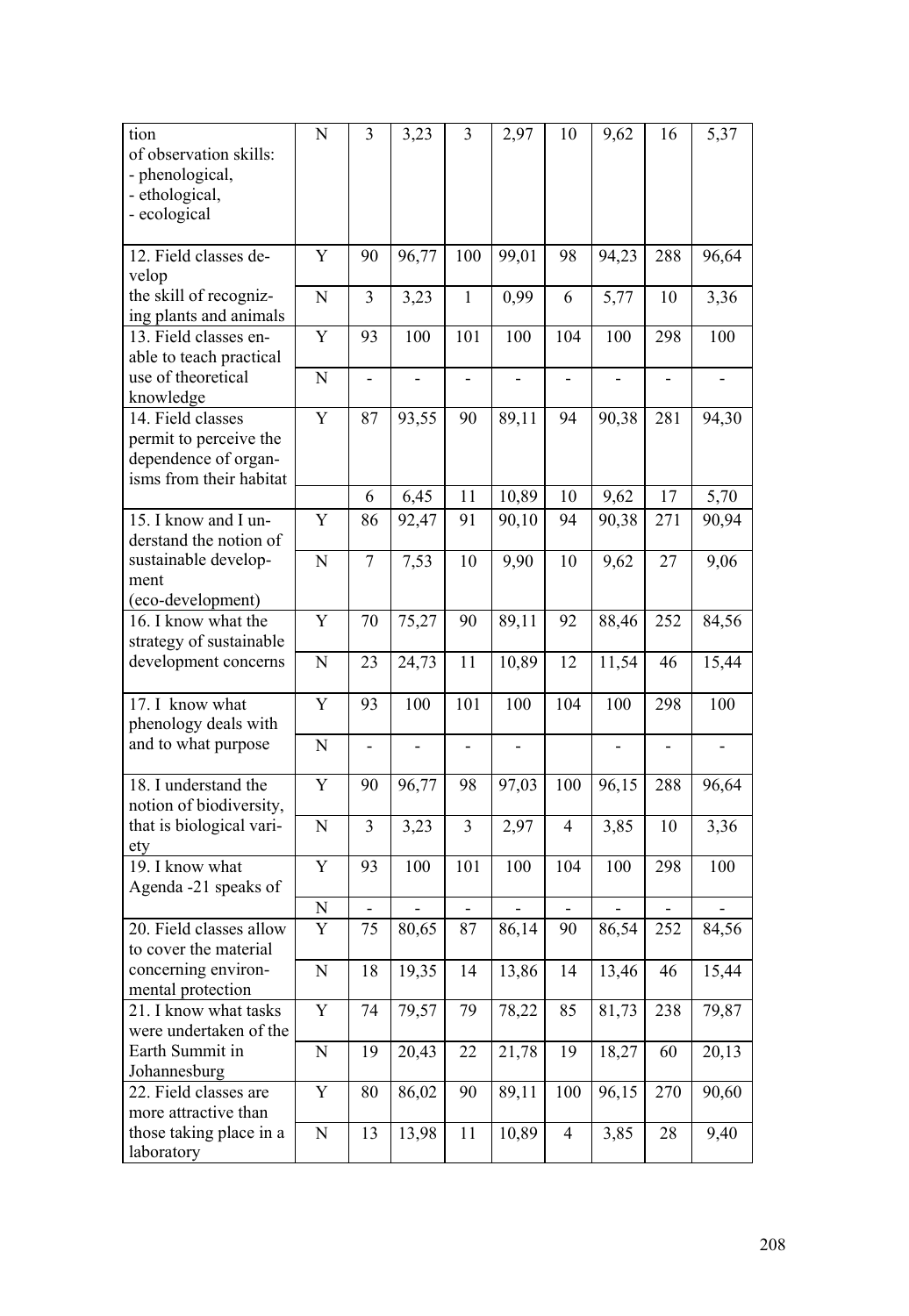| | | | | | | | | | |
|---|---|---|---|---|---|---|---|---|---|
| tion of observation skills: - phenological, - ethological, - ecological | N | 3 | 3,23 | 3 | 2,97 | 10 | 9,62 | 16 | 5,37 |
| 12. Field classes develop the skill of recognizing plants and animals | Y | 90 | 96,77 | 100 | 99,01 | 98 | 94,23 | 288 | 96,64 |
| | N | 3 | 3,23 | 1 | 0,99 | 6 | 5,77 | 10 | 3,36 |
| 13. Field classes enable to teach practical use of theoretical knowledge | Y | 93 | 100 | 101 | 100 | 104 | 100 | 298 | 100 |
| | N | - | - | - | - | - | - | - | - |
| 14. Field classes permit to perceive the dependence of organisms from their habitat | Y | 87 | 93,55 | 90 | 89,11 | 94 | 90,38 | 281 | 94,30 |
| | | 6 | 6,45 | 11 | 10,89 | 10 | 9,62 | 17 | 5,70 |
| 15. I know and I understand the notion of sustainable development (eco-development) | Y | 86 | 92,47 | 91 | 90,10 | 94 | 90,38 | 271 | 90,94 |
| | N | 7 | 7,53 | 10 | 9,90 | 10 | 9,62 | 27 | 9,06 |
| 16. I know what the strategy of sustainable development concerns | Y | 70 | 75,27 | 90 | 89,11 | 92 | 88,46 | 252 | 84,56 |
| | N | 23 | 24,73 | 11 | 10,89 | 12 | 11,54 | 46 | 15,44 |
| 17. I know what phenology deals with and to what purpose | Y | 93 | 100 | 101 | 100 | 104 | 100 | 298 | 100 |
| | N | - | - | - | - | | - | - | - |
| 18. I understand the notion of biodiversity, that is biological variety | Y | 90 | 96,77 | 98 | 97,03 | 100 | 96,15 | 288 | 96,64 |
| | N | 3 | 3,23 | 3 | 2,97 | 4 | 3,85 | 10 | 3,36 |
| 19. I know what Agenda -21 speaks of | Y | 93 | 100 | 101 | 100 | 104 | 100 | 298 | 100 |
| | N | - | - | - | - | - | - | - | - |
| 20. Field classes allow to cover the material concerning environmental protection | Y | 75 | 80,65 | 87 | 86,14 | 90 | 86,54 | 252 | 84,56 |
| | N | 18 | 19,35 | 14 | 13,86 | 14 | 13,46 | 46 | 15,44 |
| 21. I know what tasks were undertaken of the Earth Summit in Johannesburg | Y | 74 | 79,57 | 79 | 78,22 | 85 | 81,73 | 238 | 79,87 |
| | N | 19 | 20,43 | 22 | 21,78 | 19 | 18,27 | 60 | 20,13 |
| 22. Field classes are more attractive than those taking place in a laboratory | Y | 80 | 86,02 | 90 | 89,11 | 100 | 96,15 | 270 | 90,60 |
| | N | 13 | 13,98 | 11 | 10,89 | 4 | 3,85 | 28 | 9,40 |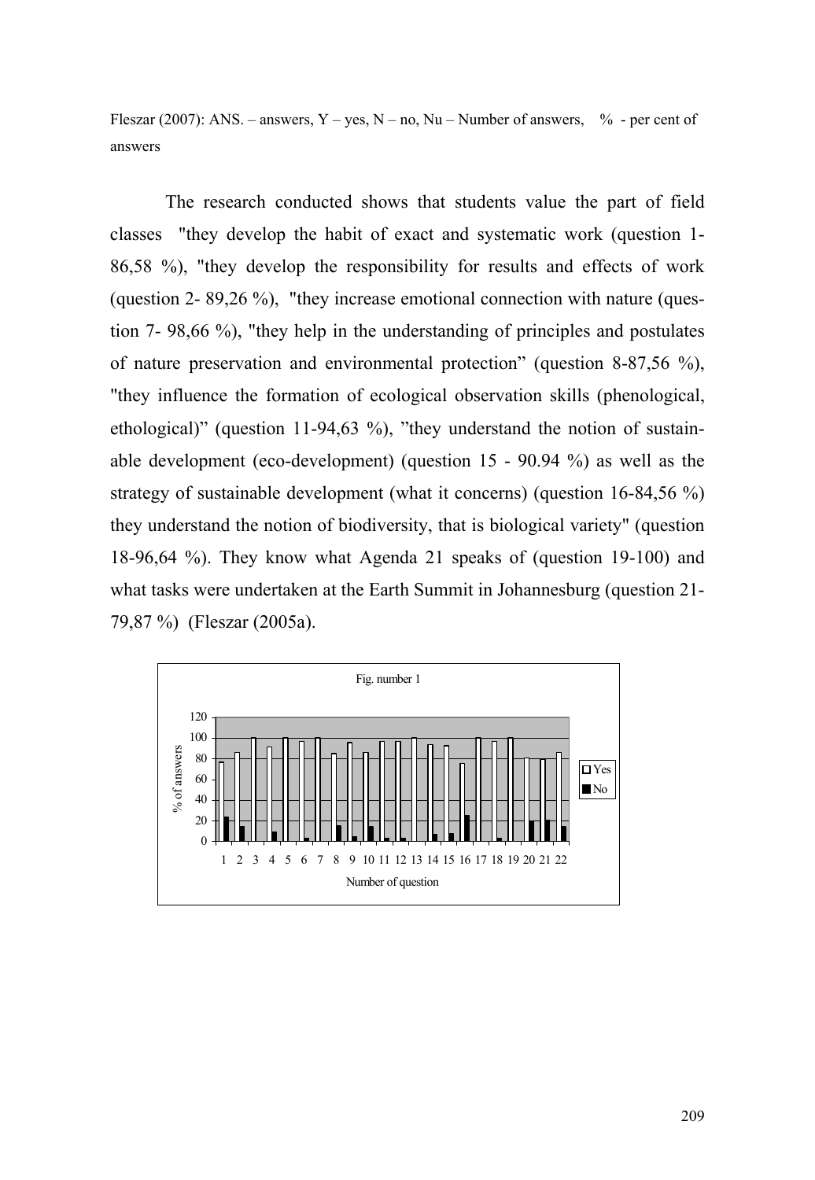Fleszar (2007): ANS. – answers, Y – yes, N – no, Nu – Number of answers, % - per cent of answers

The research conducted shows that students value the part of field classes "they develop the habit of exact and systematic work (question 1- 86,58 %), "they develop the responsibility for results and effects of work (question 2- 89,26 %), "they increase emotional connection with nature (question 7- 98,66 %), "they help in the understanding of principles and postulates of nature preservation and environmental protection" (question 8-87,56 %), "they influence the formation of ecological observation skills (phenological, ethological)" (question 11-94,63 %), "they understand the notion of sustainable development (eco-development) (question 15 - 90.94 %) as well as the strategy of sustainable development (what it concerns) (question 16-84,56 %) they understand the notion of biodiversity, that is biological variety" (question 18-96,64 %). They know what Agenda 21 speaks of (question 19-100) and what tasks were undertaken at the Earth Summit in Johannesburg (question 21- 79,87 %) (Fleszar (2005a).

Fig. number 1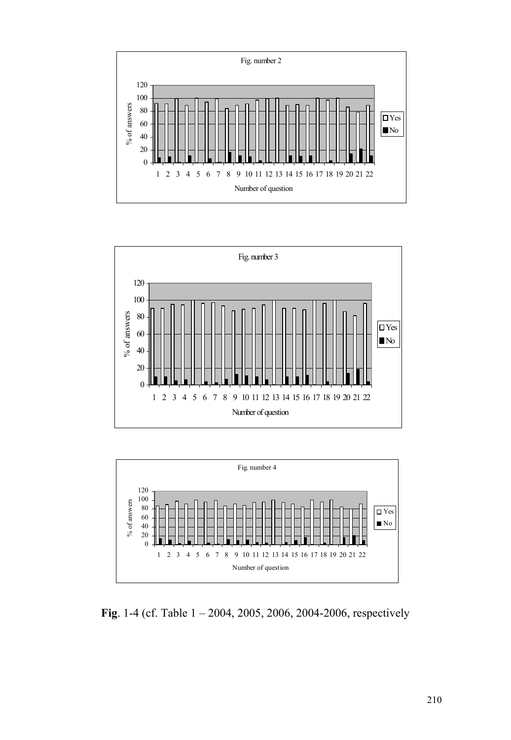Fig. number 2

Fig. number 3

Fig. number 4

**Fig**. 1-4 (cf. Table 1 – 2004, 2005, 2006, 2004-2006, respectively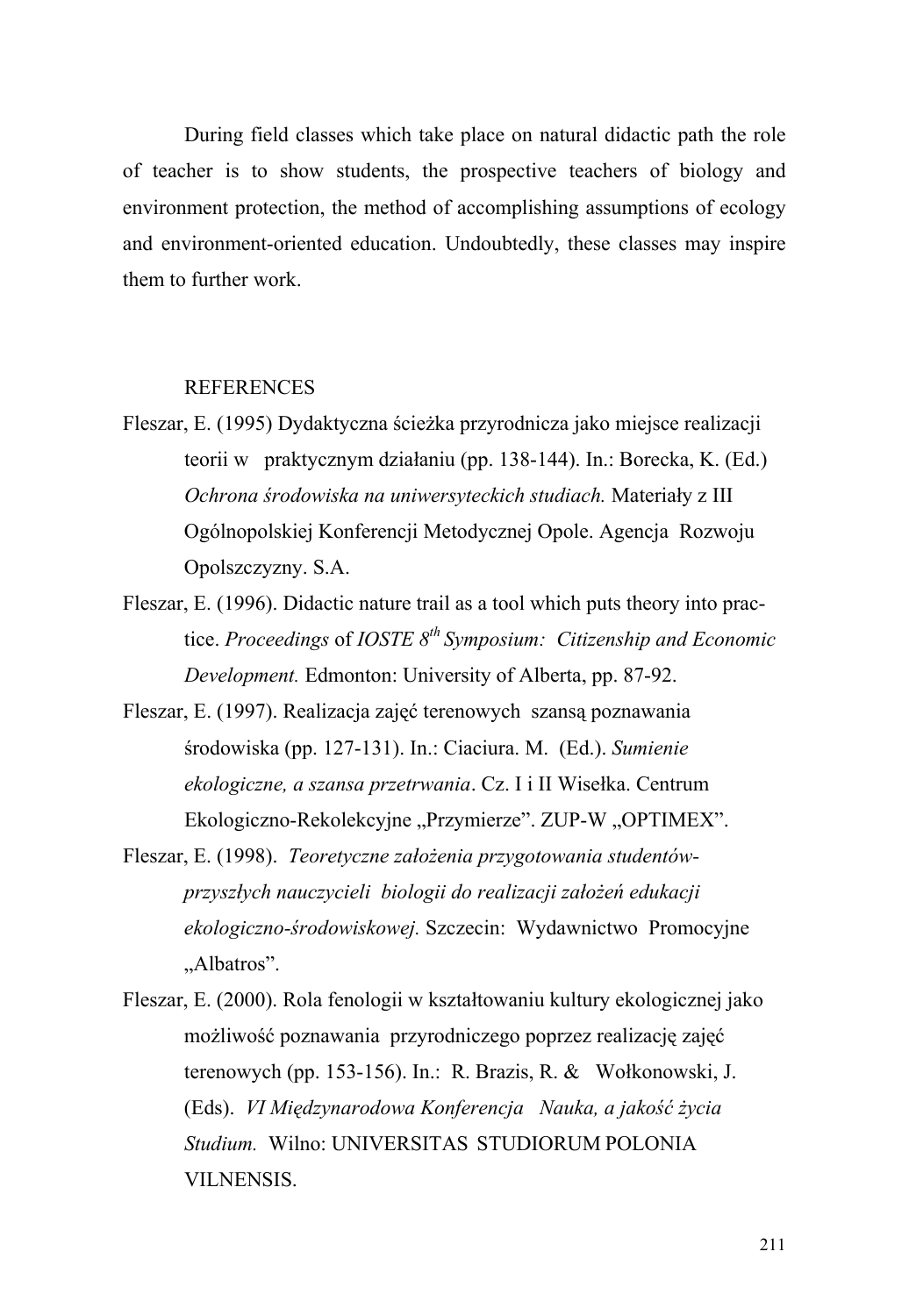During field classes which take place on natural didactic path the role of teacher is to show students, the prospective teachers of biology and environment protection, the method of accomplishing assumptions of ecology and environment-oriented education. Undoubtedly, these classes may inspire them to further work.

## REFERENCES

Fleszar, E. (1995) Dydaktyczna ścieżka przyrodnicza jako miejsce realizacji teorii w praktycznym działaniu (pp. 138-144). In.: Borecka, K. (Ed.) *Ochrona środowiska na uniwersyteckich studiach.* Materiały z III Ogólnopolskiej Konferencji Metodycznej Opole. Agencja Rozwoju Opolszczyzny. S.A.

Fleszar, E. (1996). Didactic nature trail as a tool which puts theory into practice. *Proceedings* of *IOSTE 8th Symposium: Citizenship and Economic Development.* Edmonton: University of Alberta, pp. 87-92.

Fleszar, E. (1997). Realizacja zajęć terenowych szansą poznawania środowiska (pp. 127-131). In.: Ciaciura. M. (Ed.). *Sumienie ekologiczne, a szansa przetrwania*. Cz. I i II Wisełka. Centrum Ekologiczno-Rekolekcyjne „Przymierze". ZUP-W „OPTIMEX".

Fleszar, E. (1998). *Teoretyczne założenia przygotowania studentów-przyszłych nauczycieli biologii do realizacji założeń edukacji ekologiczno-środowiskowej.* Szczecin: Wydawnictwo Promocyjne „Albatros".

Fleszar, E. (2000). Rola fenologii w kształtowaniu kultury ekologicznej jako możliwość poznawania przyrodniczego poprzez realizację zajęć terenowych (pp. 153-156). In.: R. Brazis, R. & Wołkonowski, J. (Eds). *VI Międzynarodowa Konferencja Nauka, a jakość życia Studium.* Wilno: UNIVERSITAS STUDIORUM POLONIA VILNENSIS.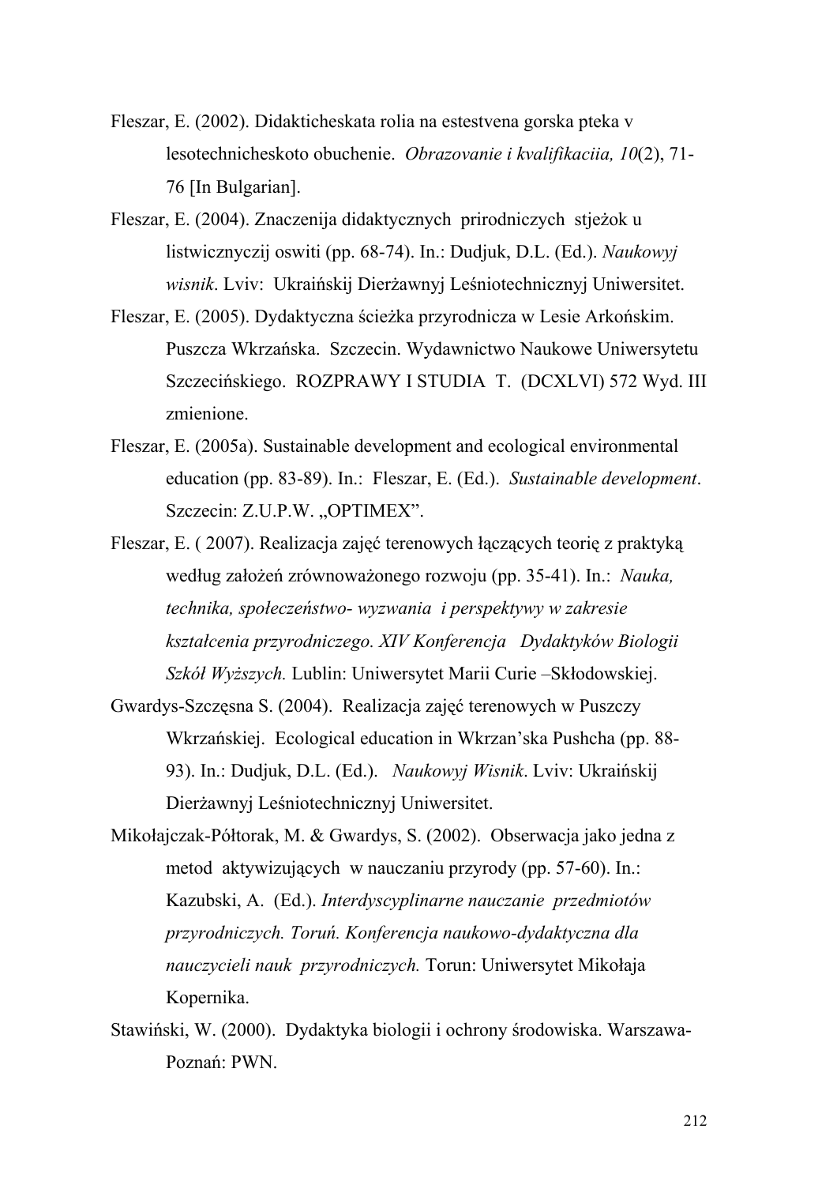Fleszar, E. (2002). Didakticheskata rolia na estestvena gorska pteka v lesotechnicheskoto obuchenie. *Obrazovanie i kvalifikaciia, 10*(2), 71-76 [In Bulgarian].

Fleszar, E. (2004). Znaczenija didaktycznych prirodniczych stjeżok u listwicznyczij oswiti (pp. 68-74). In.: Dudjuk, D.L. (Ed.). *Naukowyj wisnik*. Lviv: Ukraińskij Dierżawnyj Leśniotechnicznyj Uniwersitet.

Fleszar, E. (2005). Dydaktyczna ścieżka przyrodnicza w Lesie Arkońskim. Puszcza Wkrzańska. Szczecin. Wydawnictwo Naukowe Uniwersytetu Szczecińskiego. ROZPRAWY I STUDIA T. (DCXLVI) 572 Wyd. III zmienione.

Fleszar, E. (2005a). Sustainable development and ecological environmental education (pp. 83-89). In.: Fleszar, E. (Ed.). *Sustainable development*. Szczecin: Z.U.P.W. „OPTIMEX".

Fleszar, E. ( 2007). Realizacja zajęć terenowych łączących teorię z praktyką według założeń zrównoważonego rozwoju (pp. 35-41). In.: *Nauka, technika, społeczeństwo- wyzwania i perspektywy w zakresie kształcenia przyrodniczego. XIV Konferencja Dydaktyków Biologii Szkół Wyższych.* Lublin: Uniwersytet Marii Curie –Skłodowskiej.

Gwardys-Szczęsna S. (2004). Realizacja zajęć terenowych w Puszczy Wkrzańskiej. Ecological education in Wkrzan'ska Pushcha (pp. 88-93). In.: Dudjuk, D.L. (Ed.). *Naukowyj Wisnik*. Lviv: Ukraińskij Dierżawnyj Leśniotechnicznyj Uniwersitet.

Mikołajczak-Półtorak, M. & Gwardys, S. (2002). Obserwacja jako jedna z metod aktywizujących w nauczaniu przyrody (pp. 57-60). In.: Kazubski, A. (Ed.). *Interdyscyplinarne nauczanie przedmiotów przyrodniczych. Toruń. Konferencja naukowo-dydaktyczna dla nauczycieli nauk przyrodniczych.* Torun: Uniwersytet Mikołaja Kopernika.

Stawiński, W. (2000). Dydaktyka biologii i ochrony środowiska. Warszawa-Poznań: PWN.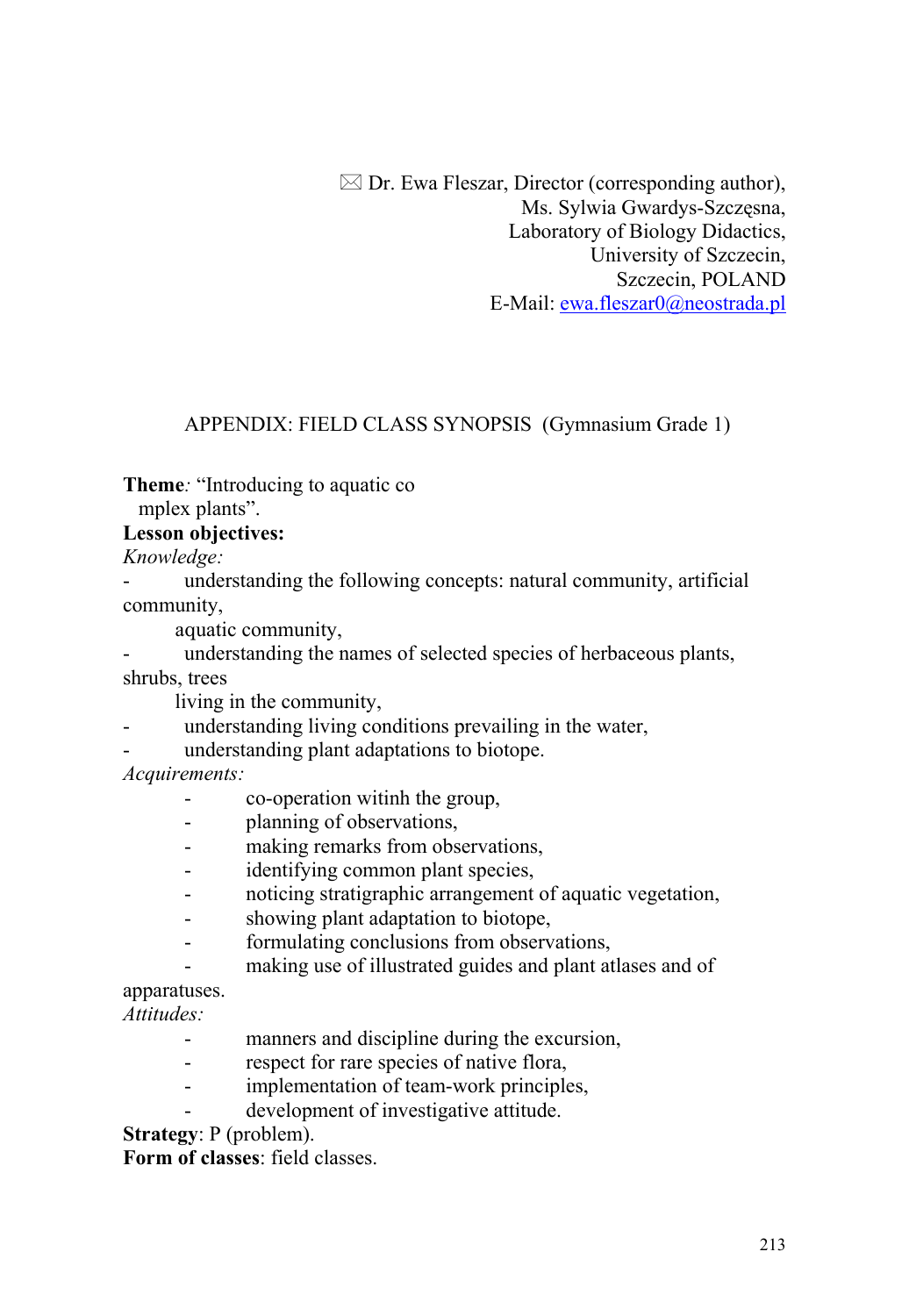✉ Dr. Ewa Fleszar, Director (corresponding author),
Ms. Sylwia Gwardys-Szczęsna,
Laboratory of Biology Didactics,
University of Szczecin,
Szczecin, POLAND
E-Mail: ewa.fleszar0@neostrada.pl

APPENDIX: FIELD CLASS SYNOPSIS (Gymnasium Grade 1)

**Theme***:* "Introducing to aquatic co
mplex plants".

**Lesson objectives:**

*Knowledge:*

- understanding the following concepts: natural community, artificial community, aquatic community,
- understanding the names of selected species of herbaceous plants, shrubs, trees living in the community,
- understanding living conditions prevailing in the water,
- understanding plant adaptations to biotope.

*Acquirements:*

- co-operation witinh the group,
- planning of observations,
- making remarks from observations,
- identifying common plant species,
- noticing stratigraphic arrangement of aquatic vegetation,
- showing plant adaptation to biotope,
- formulating conclusions from observations,
- making use of illustrated guides and plant atlases and of apparatuses.

*Attitudes:*

- manners and discipline during the excursion,
- respect for rare species of native flora,
- implementation of team-work principles,
- development of investigative attitude.

**Strategy**: P (problem).

**Form of classes**: field classes.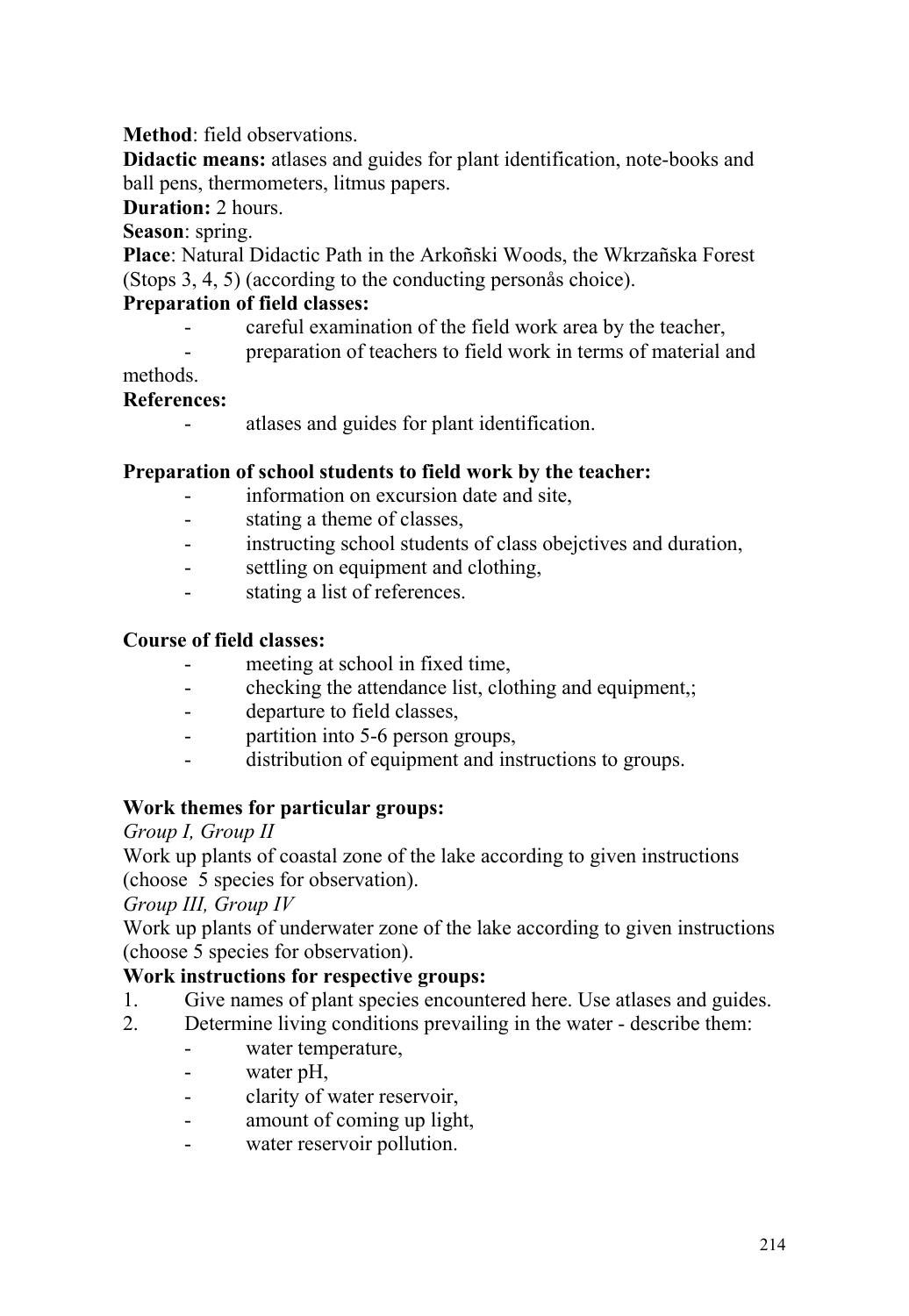**Method**: field observations.

**Didactic means:** atlases and guides for plant identification, note-books and ball pens, thermometers, litmus papers.

**Duration:** 2 hours.

**Season**: spring.

**Place**: Natural Didactic Path in the Arkoñski Woods, the Wkrzañska Forest (Stops 3, 4, 5) (according to the conducting personås choice).

**Preparation of field classes:**

- careful examination of the field work area by the teacher,
- preparation of teachers to field work in terms of material and methods.

**References:**

- atlases and guides for plant identification.

**Preparation of school students to field work by the teacher:**

- information on excursion date and site,
- stating a theme of classes,
- instructing school students of class obejctives and duration,
- settling on equipment and clothing,
- stating a list of references.

**Course of field classes:**

- meeting at school in fixed time,
- checking the attendance list, clothing and equipment,;
- departure to field classes,
- partition into 5-6 person groups,
- distribution of equipment and instructions to groups.

**Work themes for particular groups:**

*Group I, Group II*

Work up plants of coastal zone of the lake according to given instructions (choose 5 species for observation).

*Group III, Group IV*

Work up plants of underwater zone of the lake according to given instructions (choose 5 species for observation).

**Work instructions for respective groups:**

1. Give names of plant species encountered here. Use atlases and guides.
2. Determine living conditions prevailing in the water - describe them:
   - water temperature,
   - water pH,
   - clarity of water reservoir,
   - amount of coming up light,
   - water reservoir pollution.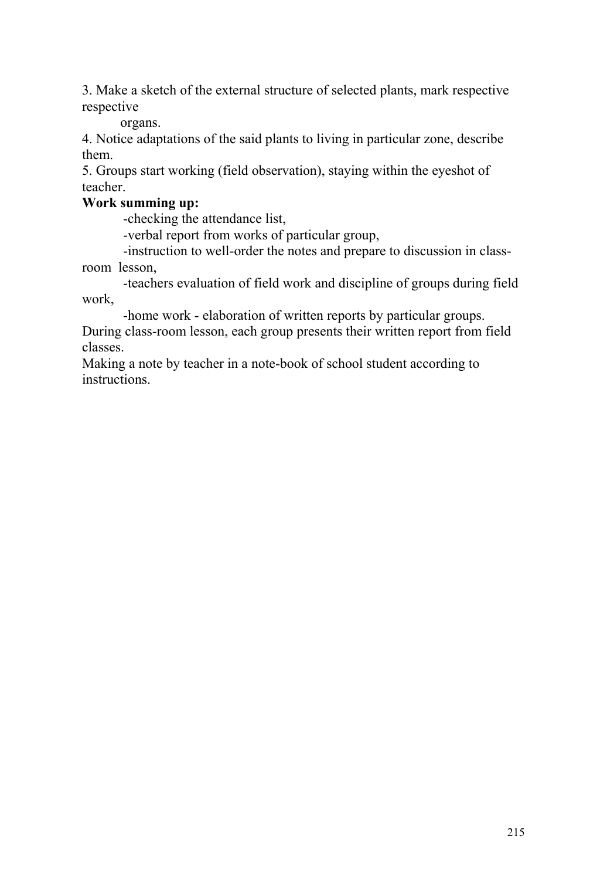3. Make a sketch of the external structure of selected plants, mark respective respective organs.
4. Notice adaptations of the said plants to living in particular zone, describe them.
5. Groups start working (field observation), staying within the eyeshot of teacher.

**Work summing up:**

-checking the attendance list,

-verbal report from works of particular group,

-instruction to well-order the notes and prepare to discussion in class-room lesson,

-teachers evaluation of field work and discipline of groups during field work,

-home work - elaboration of written reports by particular groups.

During class-room lesson, each group presents their written report from field classes.

Making a note by teacher in a note-book of school student according to instructions.